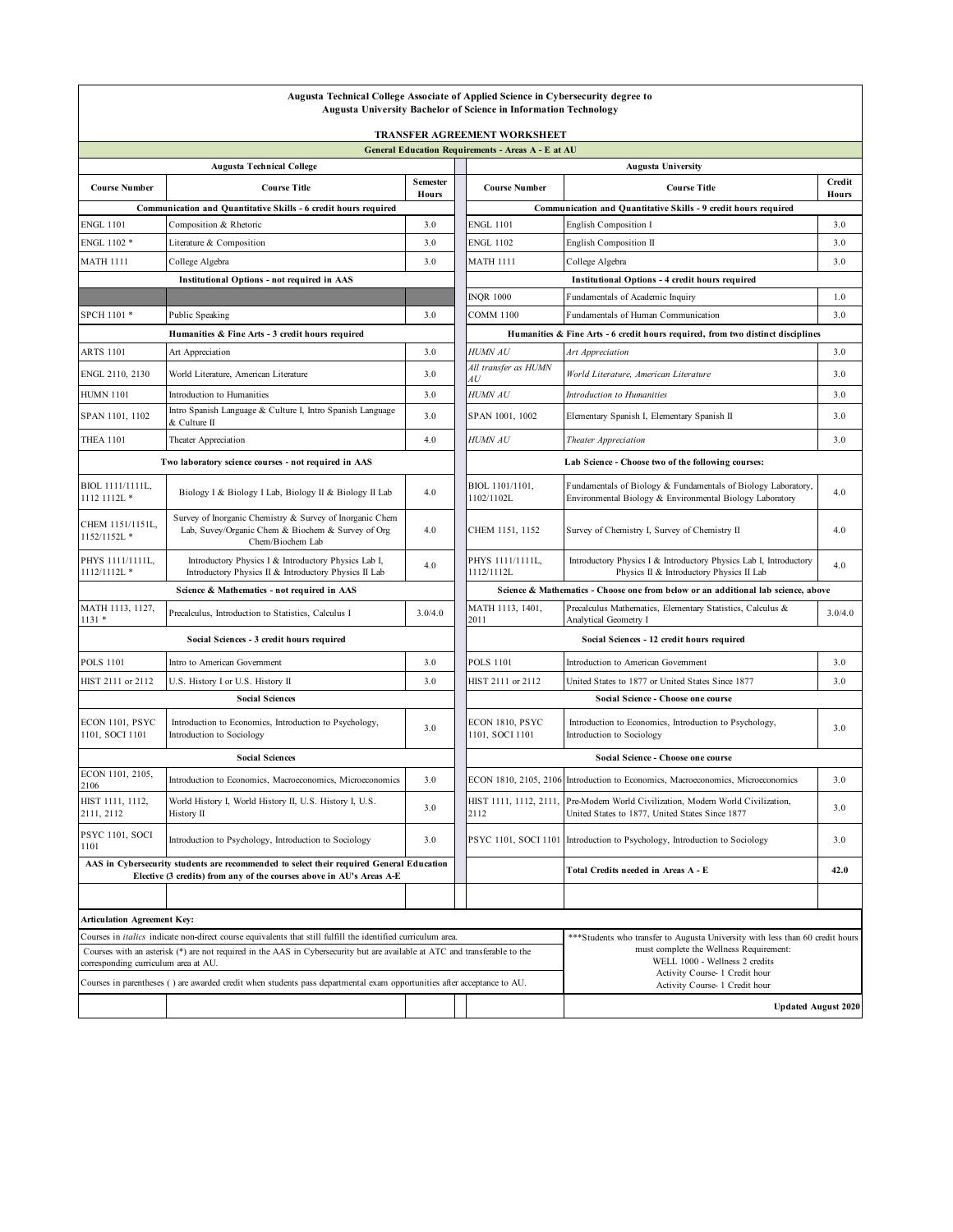**Augusta Technical College Associate of Applied Science in Cybersecurity degree to**
**Augusta University Bachelor of Science in Information Technology**

**TRANSFER AGREEMENT WORKSHEET**

**General Education Requirements - Areas A - E at AU**

| Augusta Technical College | | | | Augusta University | | |
|---|---|---|---|---|---|---|
| **Course Number** | **Course Title** | **Semester Hours** | | **Course Number** | **Course Title** | **Credit Hours** |
| **Communication and Quantitative Skills - 6 credit hours required** | | | | **Communication and Quantitative Skills - 9 credit hours required** | | |
| ENGL 1101 | Composition & Rhetoric | 3.0 | | ENGL 1101 | English Composition I | 3.0 |
| ENGL 1102 * | Literature & Composition | 3.0 | | ENGL 1102 | English Composition II | 3.0 |
| MATH 1111 | College Algebra | 3.0 | | MATH 1111 | College Algebra | 3.0 |
| **Institutional Options - not required in AAS** | | | | **Institutional Options - 4 credit hours required** | | |
| | | | | INQR 1000 | Fundamentals of Academic Inquiry | 1.0 |
| SPCH 1101 * | Public Speaking | 3.0 | | COMM 1100 | Fundamentals of Human Communication | 3.0 |
| **Humanities & Fine Arts - 3 credit hours required** | | | | **Humanities & Fine Arts - 6 credit hours required, from two distinct disciplines** | | |
| ARTS 1101 | Art Appreciation | 3.0 | | *HUMN AU* | *Art Appreciation* | 3.0 |
| ENGL 2110, 2130 | World Literature, American Literature | 3.0 | | *All transfer as HUMN AU* | *World Literature, American Literature* | 3.0 |
| HUMN 1101 | Introduction to Humanities | 3.0 | | *HUMN AU* | *Introduction to Humanities* | 3.0 |
| SPAN 1101, 1102 | Intro Spanish Language & Culture I, Intro Spanish Language & Culture II | 3.0 | | SPAN 1001, 1002 | Elementary Spanish I, Elementary Spanish II | 3.0 |
| THEA 1101 | Theater Appreciation | 4.0 | | *HUMN AU* | *Theater Appreciation* | 3.0 |
| **Two laboratory science courses - not required in AAS** | | | | **Lab Science - Choose two of the following courses:** | | |
| BIOL 1111/1111L, 1112 1112L * | Biology I & Biology I Lab, Biology II & Biology II Lab | 4.0 | | BIOL 1101/1101, 1102/1102L | Fundamentals of Biology & Fundamentals of Biology Laboratory, Environmental Biology & Environmental Biology Laboratory | 4.0 |
| CHEM 1151/1151L, 1152/1152L * | Survey of Inorganic Chemistry & Survey of Inorganic Chem Lab, Suvey/Organic Chem & Biochem & Survey of Org Chem/Biochem Lab | 4.0 | | CHEM 1151, 1152 | Survey of Chemistry I, Survey of Chemistry II | 4.0 |
| PHYS 1111/1111L, 1112/1112L * | Introductory Physics I & Introductory Physics Lab I, Introductory Physics II & Introductory Physics II Lab | 4.0 | | PHYS 1111/1111L, 1112/1112L | Introductory Physics I & Introductory Physics Lab I, Introductory Physics II & Introductory Physics II Lab | 4.0 |
| **Science & Mathematics - not required in AAS** | | | | **Science & Mathematics - Choose one from below or an additional lab science, above** | | |
| MATH 1113, 1127, 1131 * | Precalculus, Introduction to Statistics, Calculus I | 3.0/4.0 | | MATH 1113, 1401, 2011 | Precalculus Mathematics, Elementary Statistics, Calculus & Analytical Geometry I | 3.0/4.0 |
| **Social Sciences - 3 credit hours required** | | | | **Social Sciences - 12 credit hours required** | | |
| POLS 1101 | Intro to American Government | 3.0 | | POLS 1101 | Introduction to American Government | 3.0 |
| HIST 2111 or 2112 | U.S. History I or U.S. History II | 3.0 | | HIST 2111 or 2112 | United States to 1877 or United States Since 1877 | 3.0 |
| **Social Sciences** | | | | **Social Science - Choose one course** | | |
| ECON 1101, PSYC 1101, SOCI 1101 | Introduction to Economics, Introduction to Psychology, Introduction to Sociology | 3.0 | | ECON 1810, PSYC 1101, SOCI 1101 | Introduction to Economics, Introduction to Psychology, Introduction to Sociology | 3.0 |
| **Social Sciences** | | | | **Social Science - Choose one course** | | |
| ECON 1101, 2105, 2106 | Introduction to Economics, Macroeconomics, Microeconomics | 3.0 | | ECON 1810, 2105, 2106 | Introduction to Economics, Macroeconomics, Microeconomics | 3.0 |
| HIST 1111, 1112, 2111, 2112 | World History I, World History II, U.S. History I, U.S. History II | 3.0 | | HIST 1111, 1112, 2111, 2112 | Pre-Modern World Civilization, Modern World Civilization, United States to 1877, United States Since 1877 | 3.0 |
| PSYC 1101, SOCI 1101 | Introduction to Psychology, Introduction to Sociology | 3.0 | | PSYC 1101, SOCI 1101 | Introduction to Psychology, Introduction to Sociology | 3.0 |
| **AAS in Cybersecurity students are recommended to select their required General Education Elective (3 credits) from any of the courses above in AU's Areas A-E** | | | | | **Total Credits needed in Areas A - E** | **42.0** |

**Articulation Agreement Key:**

Courses in *italics* indicate non-direct course equivalents that still fulfill the identified curriculum area.

Courses with an asterisk (*) are not required in the AAS in Cybersecurity but are available at ATC and transferable to the corresponding curriculum area at AU.

Courses in parentheses ( ) are awarded credit when students pass departmental exam opportunities after acceptance to AU.

***Students who transfer to Augusta University with less than 60 credit hours must complete the Wellness Requirement:
WELL 1000 - Wellness 2 credits
Activity Course- 1 Credit hour
Activity Course- 1 Credit hour

**Updated August 2020**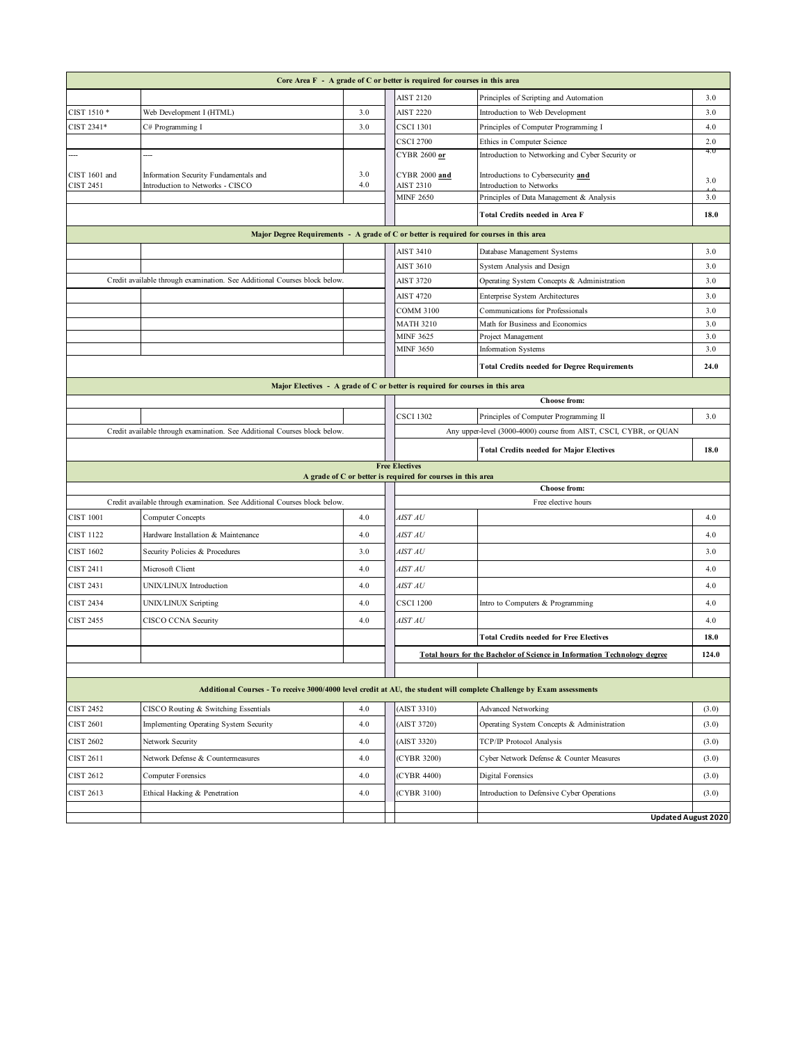| | | | | | | |
|---|---|---|---|---|---|---|
| **Core Area F - A grade of C or better is required for courses in this area** | | | | | | |
| | | | | AIST 2120 | Principles of Scripting and Automation | 3.0 |
| CIST 1510 * | Web Development I (HTML) | 3.0 | | AIST 2220 | Introduction to Web Development | 3.0 |
| CIST 2341* | C# Programming I | 3.0 | | CSCI 1301 | Principles of Computer Programming I | 4.0 |
| | | | | CSCI 2700 | Ethics in Computer Science | 2.0 |
| ---- | ---- | | | CYBR 2600 **or** | Introduction to Networking and Cyber Security or | 4.0 |
| CIST 1601 and CIST 2451 | Information Security Fundamentals and Introduction to Networks - CISCO | 3.0 4.0 | | CYBR 2000 **and** AIST 2310 | Introductions to Cybersecurity **and** Introduction to Networks | 3.0 4.0 |
| | | | | MINF 2650 | Principles of Data Management & Analysis | 3.0 |
| | | | | | **Total Credits needed in Area F** | **18.0** |
| **Major Degree Requirements - A grade of C or better is required for courses in this area** | | | | | | |
| | | | | AIST 3410 | Database Management Systems | 3.0 |
| | | | | AIST 3610 | System Analysis and Design | 3.0 |
| Credit available through examination. See Additional Courses block below. | | | | AIST 3720 | Operating System Concepts & Administration | 3.0 |
| | | | | AIST 4720 | Enterprise System Architectures | 3.0 |
| | | | | COMM 3100 | Communications for Professionals | 3.0 |
| | | | | MATH 3210 | Math for Business and Economics | 3.0 |
| | | | | MINF 3625 | Project Management | 3.0 |
| | | | | MINF 3650 | Information Systems | 3.0 |
| | | | | | **Total Credits needed for Degree Requirements** | **24.0** |
| **Major Electives - A grade of C or better is required for courses in this area** | | | | | | |
| | | | | | **Choose from:** | |
| | | | | CSCI 1302 | Principles of Computer Programming II | 3.0 |
| Credit available through examination. See Additional Courses block below. | | | | Any upper-level (3000-4000) course from AIST, CSCI, CYBR, or QUAN | | |
| | | | | | **Total Credits needed for Major Electives** | **18.0** |
| **Free Electives** A grade of C or better is required for courses in this area | | | | | | |
| | | | | | **Choose from:** | |
| Credit available through examination. See Additional Courses block below. | | | | Free elective hours | | |
| CIST 1001 | Computer Concepts | 4.0 | | *AIST AU* | | 4.0 |
| CIST 1122 | Hardware Installation & Maintenance | 4.0 | | *AIST AU* | | 4.0 |
| CIST 1602 | Security Policies & Procedures | 3.0 | | *AIST AU* | | 3.0 |
| CIST 2411 | Microsoft Client | 4.0 | | *AIST AU* | | 4.0 |
| CIST 2431 | UNIX/LINUX Introduction | 4.0 | | *AIST AU* | | 4.0 |
| CIST 2434 | UNIX/LINUX Scripting | 4.0 | | CSCI 1200 | Intro to Computers & Programming | 4.0 |
| CIST 2455 | CISCO CCNA Security | 4.0 | | *AIST AU* | | 4.0 |
| | | | | | **Total Credits needed for Free Electives** | **18.0** |
| | | | | **Total hours for the Bachelor of Science in Information Technology degree** | | **124.0** |
| **Additional Courses - To receive 3000/4000 level credit at AU, the student will complete Challenge by Exam assessments** | | | | | | |
| CIST 2452 | CISCO Routing & Switching Essentials | 4.0 | | (AIST 3310) | Advanced Networking | (3.0) |
| CIST 2601 | Implementing Operating System Security | 4.0 | | (AIST 3720) | Operating System Concepts & Administration | (3.0) |
| CIST 2602 | Network Security | 4.0 | | (AIST 3320) | TCP/IP Protocol Analysis | (3.0) |
| CIST 2611 | Network Defense & Countermeasures | 4.0 | | (CYBR 3200) | Cyber Network Defense & Counter Measures | (3.0) |
| CIST 2612 | Computer Forensics | 4.0 | | (CYBR 4400) | Digital Forensics | (3.0) |
| CIST 2613 | Ethical Hacking & Penetration | 4.0 | | (CYBR 3100) | Introduction to Defensive Cyber Operations | (3.0) |

**Updated August 2020**